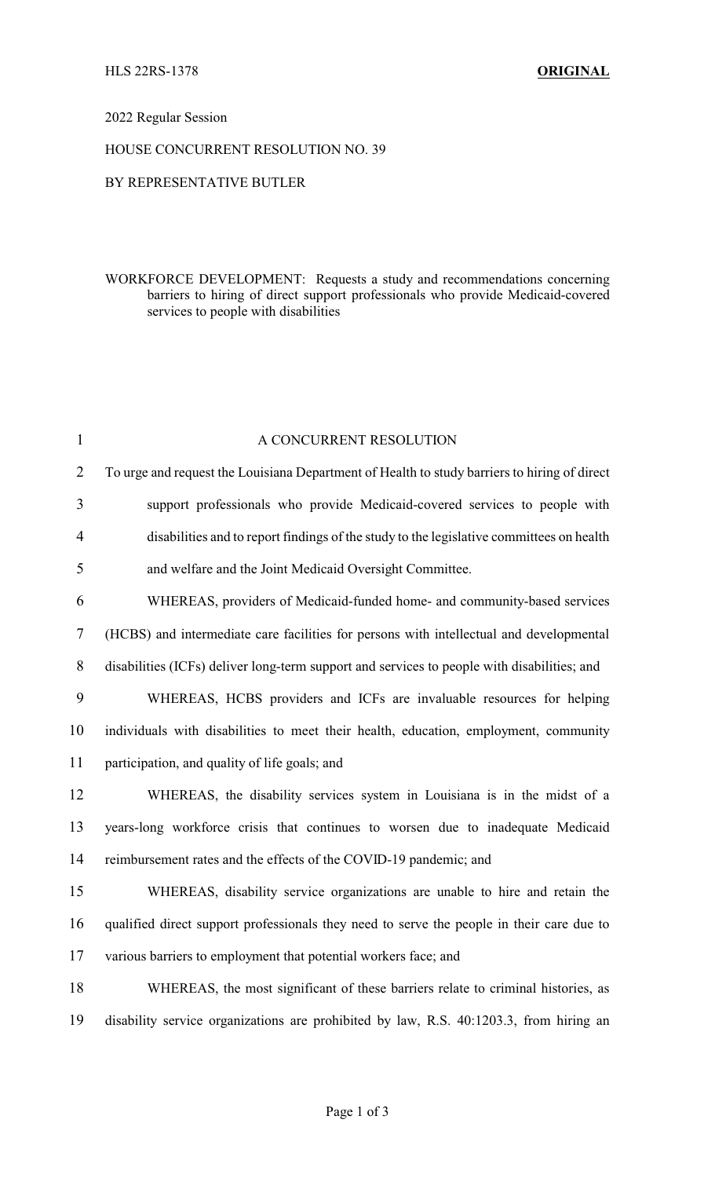HLS 22RS-1378 **ORIGINAL**

2022 Regular Session

HOUSE CONCURRENT RESOLUTION NO. 39

BY REPRESENTATIVE BUTLER

WORKFORCE DEVELOPMENT: Requests a study and recommendations concerning barriers to hiring of direct support professionals who provide Medicaid-covered services to people with disabilities

A CONCURRENT RESOLUTION

To urge and request the Louisiana Department of Health to study barriers to hiring of direct support professionals who provide Medicaid-covered services to people with disabilities and to report findings of the study to the legislative committees on health and welfare and the Joint Medicaid Oversight Committee.

WHEREAS, providers of Medicaid-funded home- and community-based services (HCBS) and intermediate care facilities for persons with intellectual and developmental disabilities (ICFs) deliver long-term support and services to people with disabilities; and

WHEREAS, HCBS providers and ICFs are invaluable resources for helping individuals with disabilities to meet their health, education, employment, community participation, and quality of life goals; and

WHEREAS, the disability services system in Louisiana is in the midst of a years-long workforce crisis that continues to worsen due to inadequate Medicaid reimbursement rates and the effects of the COVID-19 pandemic; and

WHEREAS, disability service organizations are unable to hire and retain the qualified direct support professionals they need to serve the people in their care due to various barriers to employment that potential workers face; and

WHEREAS, the most significant of these barriers relate to criminal histories, as disability service organizations are prohibited by law, R.S. 40:1203.3, from hiring an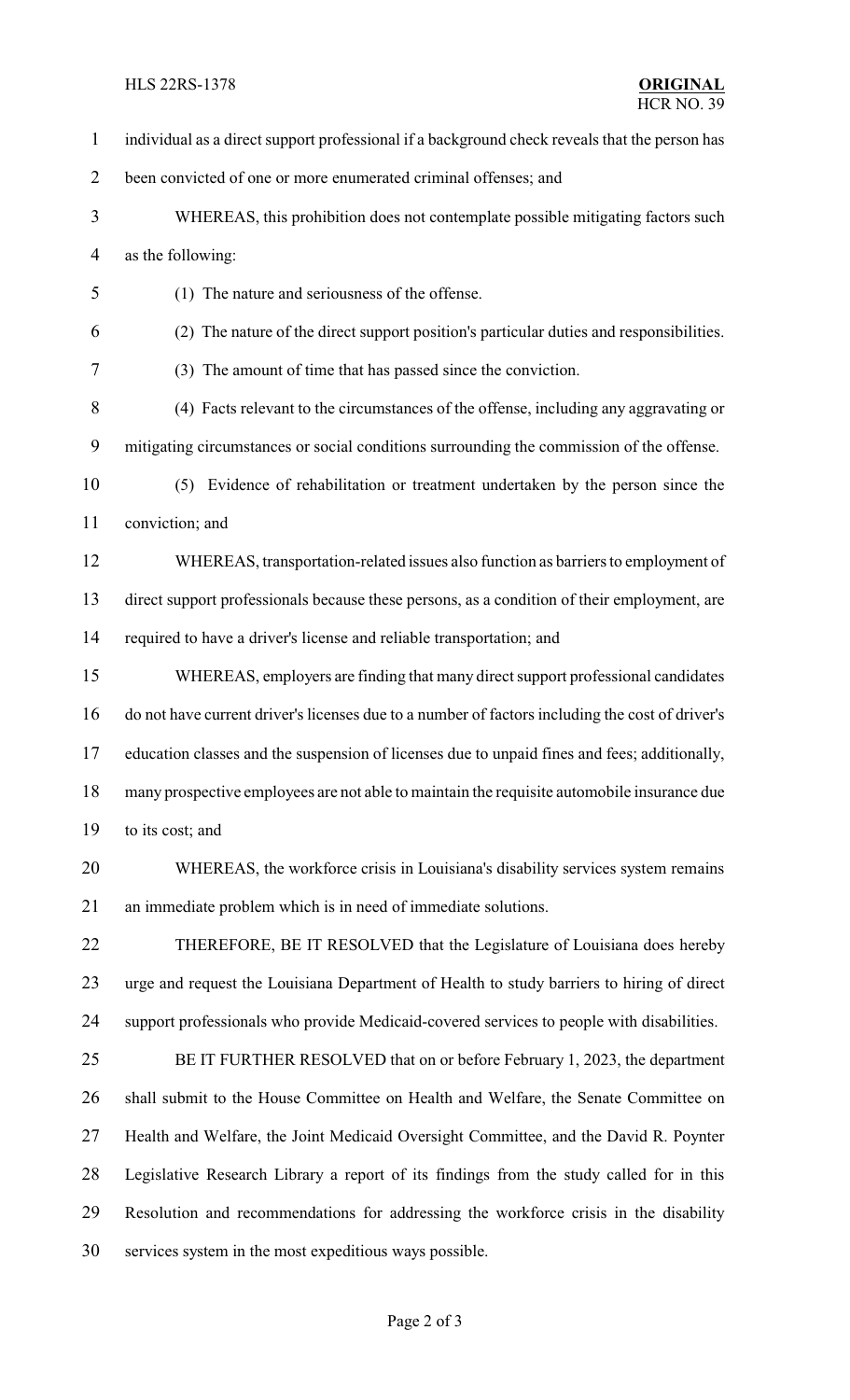individual as a direct support professional if a background check reveals that the person has been convicted of one or more enumerated criminal offenses; and

WHEREAS, this prohibition does not contemplate possible mitigating factors such as the following:

(1) The nature and seriousness of the offense.

(2) The nature of the direct support position's particular duties and responsibilities.

(3) The amount of time that has passed since the conviction.

(4) Facts relevant to the circumstances of the offense, including any aggravating or mitigating circumstances or social conditions surrounding the commission of the offense.

(5) Evidence of rehabilitation or treatment undertaken by the person since the conviction; and

WHEREAS, transportation-related issues also function as barriers to employment of direct support professionals because these persons, as a condition of their employment, are required to have a driver's license and reliable transportation; and

WHEREAS, employers are finding that many direct support professional candidates do not have current driver's licenses due to a number of factors including the cost of driver's education classes and the suspension of licenses due to unpaid fines and fees; additionally, many prospective employees are not able to maintain the requisite automobile insurance due to its cost; and

WHEREAS, the workforce crisis in Louisiana's disability services system remains an immediate problem which is in need of immediate solutions.

THEREFORE, BE IT RESOLVED that the Legislature of Louisiana does hereby urge and request the Louisiana Department of Health to study barriers to hiring of direct support professionals who provide Medicaid-covered services to people with disabilities.

BE IT FURTHER RESOLVED that on or before February 1, 2023, the department shall submit to the House Committee on Health and Welfare, the Senate Committee on Health and Welfare, the Joint Medicaid Oversight Committee, and the David R. Poynter Legislative Research Library a report of its findings from the study called for in this Resolution and recommendations for addressing the workforce crisis in the disability services system in the most expeditious ways possible.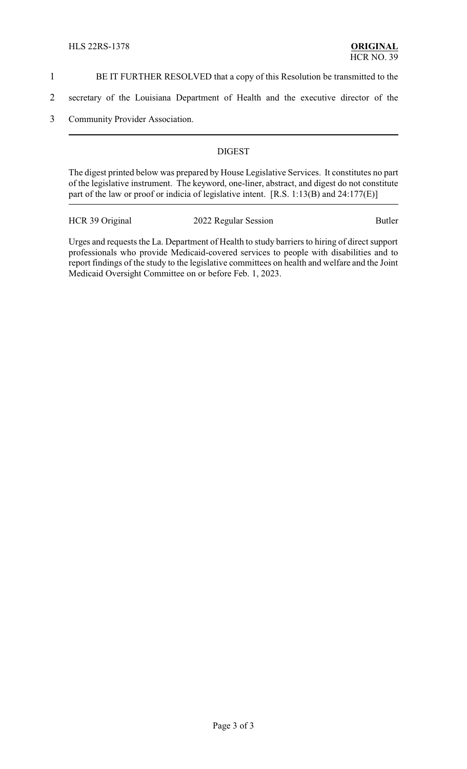BE IT FURTHER RESOLVED that a copy of this Resolution be transmitted to the secretary of the Louisiana Department of Health and the executive director of the Community Provider Association.

---

## DIGEST

The digest printed below was prepared by House Legislative Services. It constitutes no part of the legislative instrument. The keyword, one-liner, abstract, and digest do not constitute part of the law or proof or indicia of legislative intent. [R.S. 1:13(B) and 24:177(E)]

HCR 39 Original — 2022 Regular Session — Butler

Urges and requests the La. Department of Health to study barriers to hiring of direct support professionals who provide Medicaid-covered services to people with disabilities and to report findings of the study to the legislative committees on health and welfare and the Joint Medicaid Oversight Committee on or before Feb. 1, 2023.